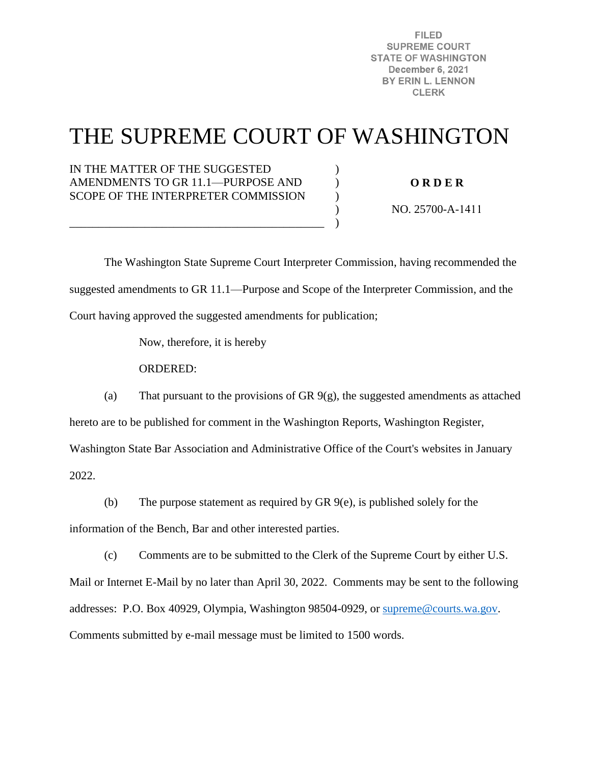FILED
SUPREME COURT
STATE OF WASHINGTON
December 6, 2021
BY ERIN L. LENNON
CLERK

# THE SUPREME COURT OF WASHINGTON

IN THE MATTER OF THE SUGGESTED AMENDMENTS TO GR 11.1—PURPOSE AND SCOPE OF THE INTERPRETER COMMISSION

**O R D E R**

NO. 25700-A-1411

The Washington State Supreme Court Interpreter Commission, having recommended the suggested amendments to GR 11.1—Purpose and Scope of the Interpreter Commission, and the Court having approved the suggested amendments for publication;

Now, therefore, it is hereby

ORDERED:

(a) That pursuant to the provisions of GR 9(g), the suggested amendments as attached hereto are to be published for comment in the Washington Reports, Washington Register, Washington State Bar Association and Administrative Office of the Court's websites in January 2022.

(b) The purpose statement as required by GR 9(e), is published solely for the information of the Bench, Bar and other interested parties.

(c) Comments are to be submitted to the Clerk of the Supreme Court by either U.S. Mail or Internet E-Mail by no later than April 30, 2022. Comments may be sent to the following addresses: P.O. Box 40929, Olympia, Washington 98504-0929, or supreme@courts.wa.gov. Comments submitted by e-mail message must be limited to 1500 words.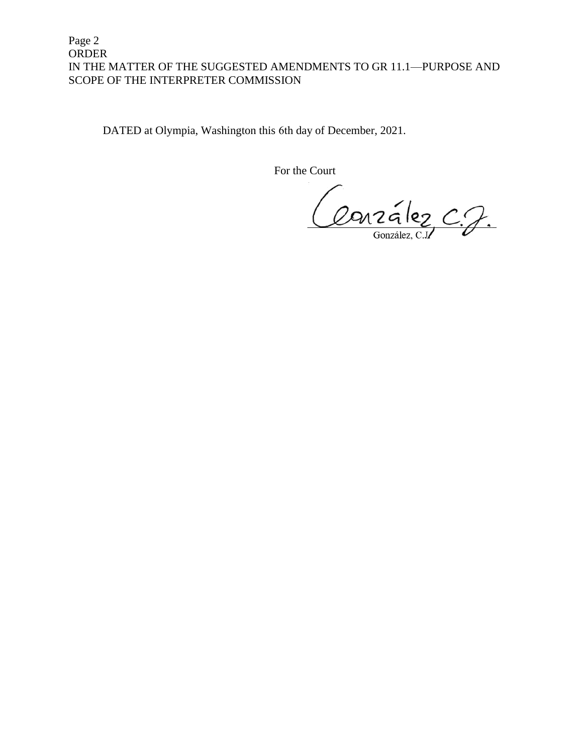DATED at Olympia, Washington this 6th day of December, 2021.

For the Court

González, C.J.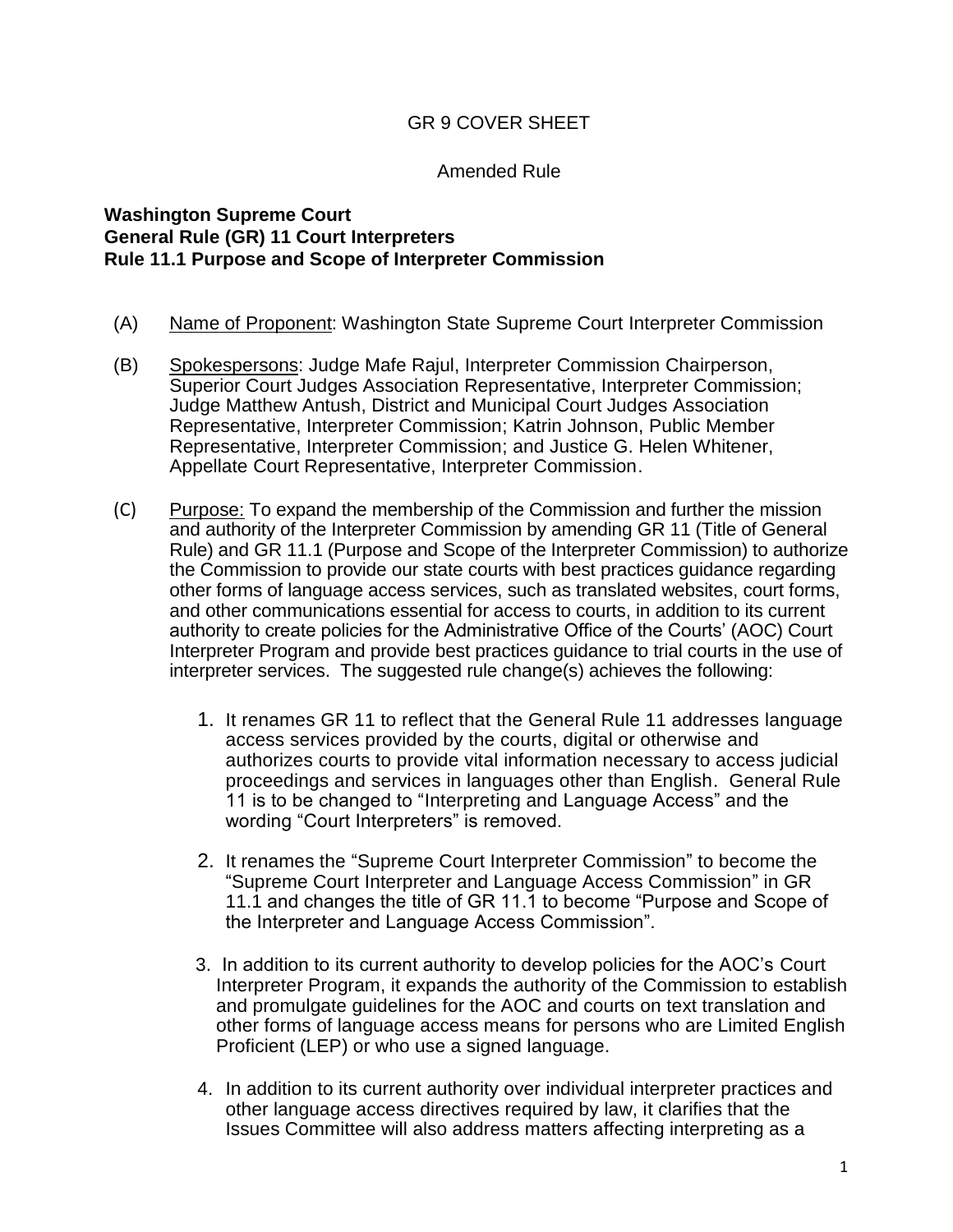GR 9 COVER SHEET

Amended Rule

**Washington Supreme Court**
**General Rule (GR) 11 Court Interpreters**
**Rule 11.1 Purpose and Scope of Interpreter Commission**

(A) Name of Proponent: Washington State Supreme Court Interpreter Commission

(B) Spokespersons: Judge Mafe Rajul, Interpreter Commission Chairperson, Superior Court Judges Association Representative, Interpreter Commission; Judge Matthew Antush, District and Municipal Court Judges Association Representative, Interpreter Commission; Katrin Johnson, Public Member Representative, Interpreter Commission; and Justice G. Helen Whitener, Appellate Court Representative, Interpreter Commission.

(C) Purpose: To expand the membership of the Commission and further the mission and authority of the Interpreter Commission by amending GR 11 (Title of General Rule) and GR 11.1 (Purpose and Scope of the Interpreter Commission) to authorize the Commission to provide our state courts with best practices guidance regarding other forms of language access services, such as translated websites, court forms, and other communications essential for access to courts, in addition to its current authority to create policies for the Administrative Office of the Courts' (AOC) Court Interpreter Program and provide best practices guidance to trial courts in the use of interpreter services. The suggested rule change(s) achieves the following:

1. It renames GR 11 to reflect that the General Rule 11 addresses language access services provided by the courts, digital or otherwise and authorizes courts to provide vital information necessary to access judicial proceedings and services in languages other than English. General Rule 11 is to be changed to "Interpreting and Language Access" and the wording "Court Interpreters" is removed.

2. It renames the "Supreme Court Interpreter Commission" to become the "Supreme Court Interpreter and Language Access Commission" in GR 11.1 and changes the title of GR 11.1 to become "Purpose and Scope of the Interpreter and Language Access Commission".

3. In addition to its current authority to develop policies for the AOC's Court Interpreter Program, it expands the authority of the Commission to establish and promulgate guidelines for the AOC and courts on text translation and other forms of language access means for persons who are Limited English Proficient (LEP) or who use a signed language.

4. In addition to its current authority over individual interpreter practices and other language access directives required by law, it clarifies that the Issues Committee will also address matters affecting interpreting as a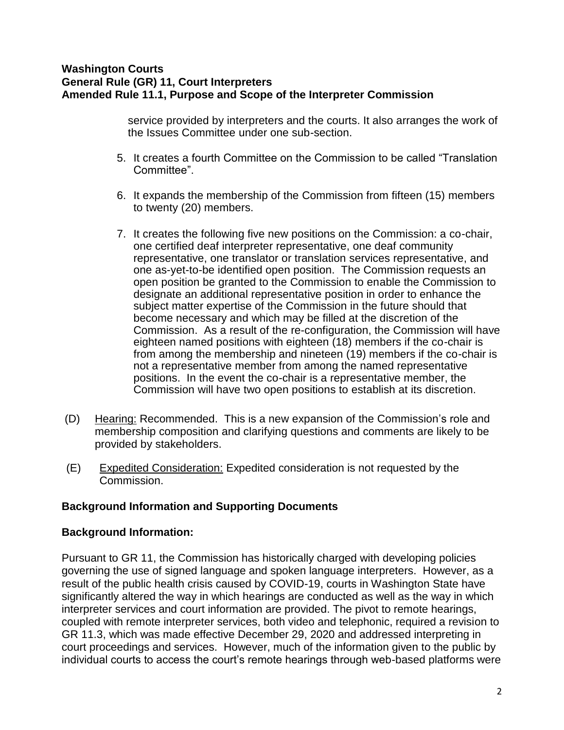service provided by interpreters and the courts. It also arranges the work of the Issues Committee under one sub-section.

5. It creates a fourth Committee on the Commission to be called "Translation Committee".

6. It expands the membership of the Commission from fifteen (15) members to twenty (20) members.

7. It creates the following five new positions on the Commission: a co-chair, one certified deaf interpreter representative, one deaf community representative, one translator or translation services representative, and one as-yet-to-be identified open position. The Commission requests an open position be granted to the Commission to enable the Commission to designate an additional representative position in order to enhance the subject matter expertise of the Commission in the future should that become necessary and which may be filled at the discretion of the Commission. As a result of the re-configuration, the Commission will have eighteen named positions with eighteen (18) members if the co-chair is from among the membership and nineteen (19) members if the co-chair is not a representative member from among the named representative positions. In the event the co-chair is a representative member, the Commission will have two open positions to establish at its discretion.

(D) Hearing: Recommended. This is a new expansion of the Commission's role and membership composition and clarifying questions and comments are likely to be provided by stakeholders.

(E) Expedited Consideration: Expedited consideration is not requested by the Commission.

## Background Information and Supporting Documents

### Background Information:

Pursuant to GR 11, the Commission has historically charged with developing policies governing the use of signed language and spoken language interpreters. However, as a result of the public health crisis caused by COVID-19, courts in Washington State have significantly altered the way in which hearings are conducted as well as the way in which interpreter services and court information are provided. The pivot to remote hearings, coupled with remote interpreter services, both video and telephonic, required a revision to GR 11.3, which was made effective December 29, 2020 and addressed interpreting in court proceedings and services. However, much of the information given to the public by individual courts to access the court's remote hearings through web-based platforms were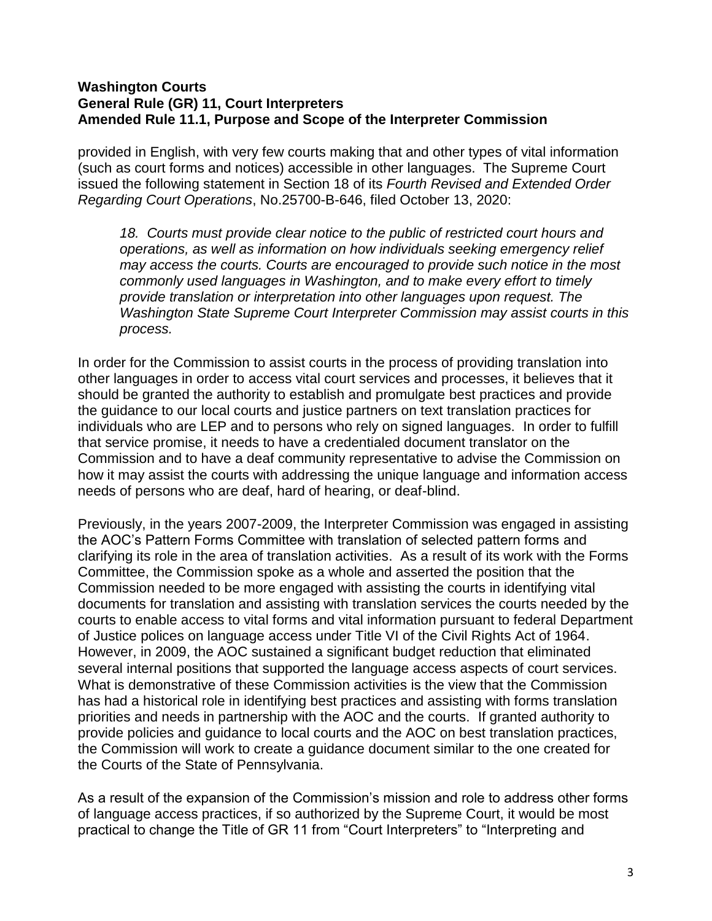provided in English, with very few courts making that and other types of vital information (such as court forms and notices) accessible in other languages. The Supreme Court issued the following statement in Section 18 of its *Fourth Revised and Extended Order Regarding Court Operations*, No.25700-B-646, filed October 13, 2020:

> *18. Courts must provide clear notice to the public of restricted court hours and operations, as well as information on how individuals seeking emergency relief may access the courts. Courts are encouraged to provide such notice in the most commonly used languages in Washington, and to make every effort to timely provide translation or interpretation into other languages upon request. The Washington State Supreme Court Interpreter Commission may assist courts in this process.*

In order for the Commission to assist courts in the process of providing translation into other languages in order to access vital court services and processes, it believes that it should be granted the authority to establish and promulgate best practices and provide the guidance to our local courts and justice partners on text translation practices for individuals who are LEP and to persons who rely on signed languages. In order to fulfill that service promise, it needs to have a credentialed document translator on the Commission and to have a deaf community representative to advise the Commission on how it may assist the courts with addressing the unique language and information access needs of persons who are deaf, hard of hearing, or deaf-blind.

Previously, in the years 2007-2009, the Interpreter Commission was engaged in assisting the AOC's Pattern Forms Committee with translation of selected pattern forms and clarifying its role in the area of translation activities. As a result of its work with the Forms Committee, the Commission spoke as a whole and asserted the position that the Commission needed to be more engaged with assisting the courts in identifying vital documents for translation and assisting with translation services the courts needed by the courts to enable access to vital forms and vital information pursuant to federal Department of Justice polices on language access under Title VI of the Civil Rights Act of 1964. However, in 2009, the AOC sustained a significant budget reduction that eliminated several internal positions that supported the language access aspects of court services. What is demonstrative of these Commission activities is the view that the Commission has had a historical role in identifying best practices and assisting with forms translation priorities and needs in partnership with the AOC and the courts. If granted authority to provide policies and guidance to local courts and the AOC on best translation practices, the Commission will work to create a guidance document similar to the one created for the Courts of the State of Pennsylvania.

As a result of the expansion of the Commission's mission and role to address other forms of language access practices, if so authorized by the Supreme Court, it would be most practical to change the Title of GR 11 from "Court Interpreters" to "Interpreting and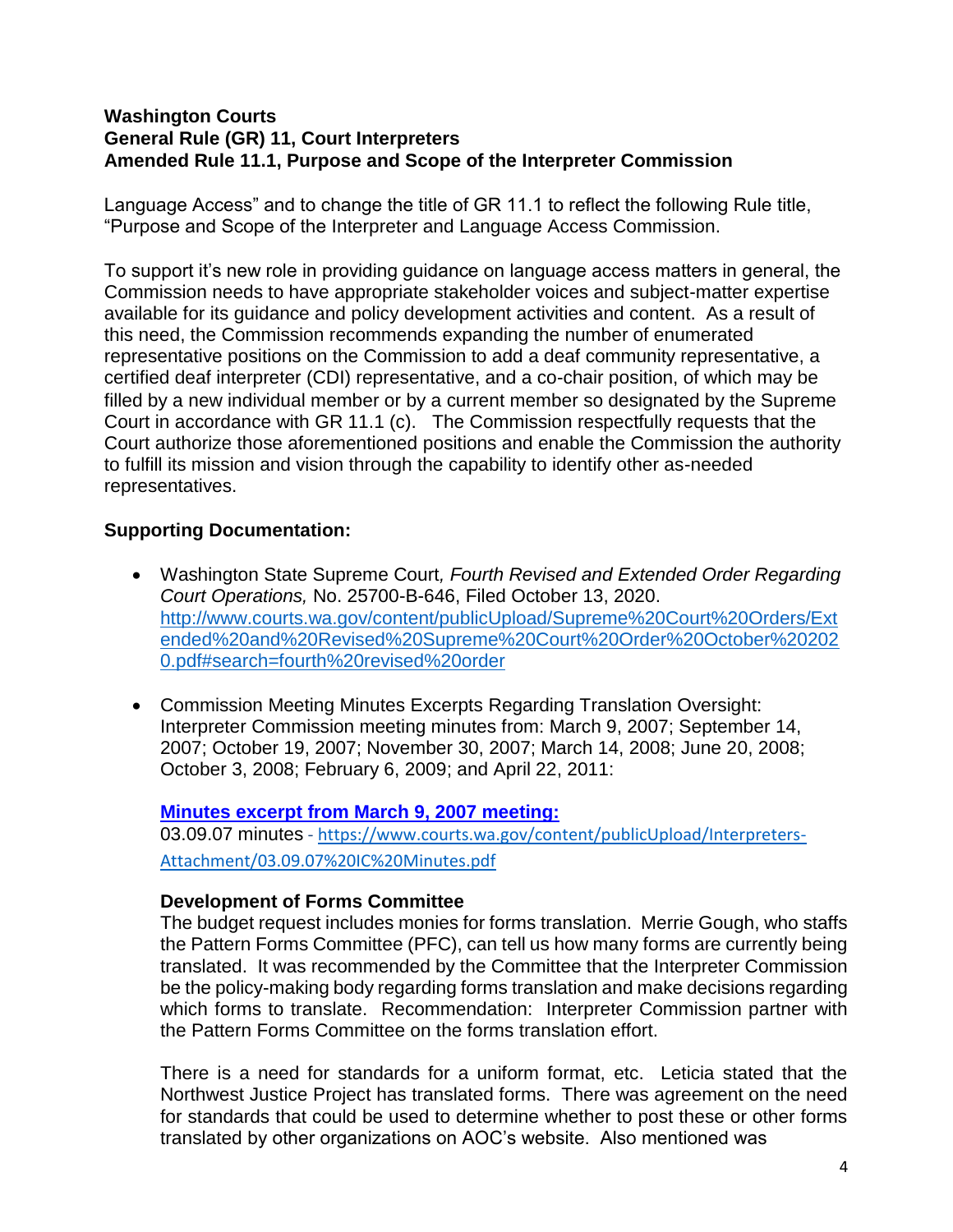**Washington Courts**
**General Rule (GR) 11, Court Interpreters**
**Amended Rule 11.1, Purpose and Scope of the Interpreter Commission**

Language Access" and to change the title of GR 11.1 to reflect the following Rule title, "Purpose and Scope of the Interpreter and Language Access Commission.

To support it's new role in providing guidance on language access matters in general, the Commission needs to have appropriate stakeholder voices and subject-matter expertise available for its guidance and policy development activities and content. As a result of this need, the Commission recommends expanding the number of enumerated representative positions on the Commission to add a deaf community representative, a certified deaf interpreter (CDI) representative, and a co-chair position, of which may be filled by a new individual member or by a current member so designated by the Supreme Court in accordance with GR 11.1 (c). The Commission respectfully requests that the Court authorize those aforementioned positions and enable the Commission the authority to fulfill its mission and vision through the capability to identify other as-needed representatives.

**Supporting Documentation:**

- Washington State Supreme Court*, Fourth Revised and Extended Order Regarding Court Operations,* No. 25700-B-646, Filed October 13, 2020. http://www.courts.wa.gov/content/publicUpload/Supreme%20Court%20Orders/Extended%20and%20Revised%20Supreme%20Court%20Order%20October%202020.pdf#search=fourth%20revised%20order

- Commission Meeting Minutes Excerpts Regarding Translation Oversight: Interpreter Commission meeting minutes from: March 9, 2007; September 14, 2007; October 19, 2007; November 30, 2007; March 14, 2008; June 20, 2008; October 3, 2008; February 6, 2009; and April 22, 2011:

  **Minutes excerpt from March 9, 2007 meeting:**
  03.09.07 minutes - https://www.courts.wa.gov/content/publicUpload/Interpreters-Attachment/03.09.07%20IC%20Minutes.pdf

  **Development of Forms Committee**
  The budget request includes monies for forms translation. Merrie Gough, who staffs the Pattern Forms Committee (PFC), can tell us how many forms are currently being translated. It was recommended by the Committee that the Interpreter Commission be the policy-making body regarding forms translation and make decisions regarding which forms to translate. Recommendation: Interpreter Commission partner with the Pattern Forms Committee on the forms translation effort.

  There is a need for standards for a uniform format, etc. Leticia stated that the Northwest Justice Project has translated forms. There was agreement on the need for standards that could be used to determine whether to post these or other forms translated by other organizations on AOC's website. Also mentioned was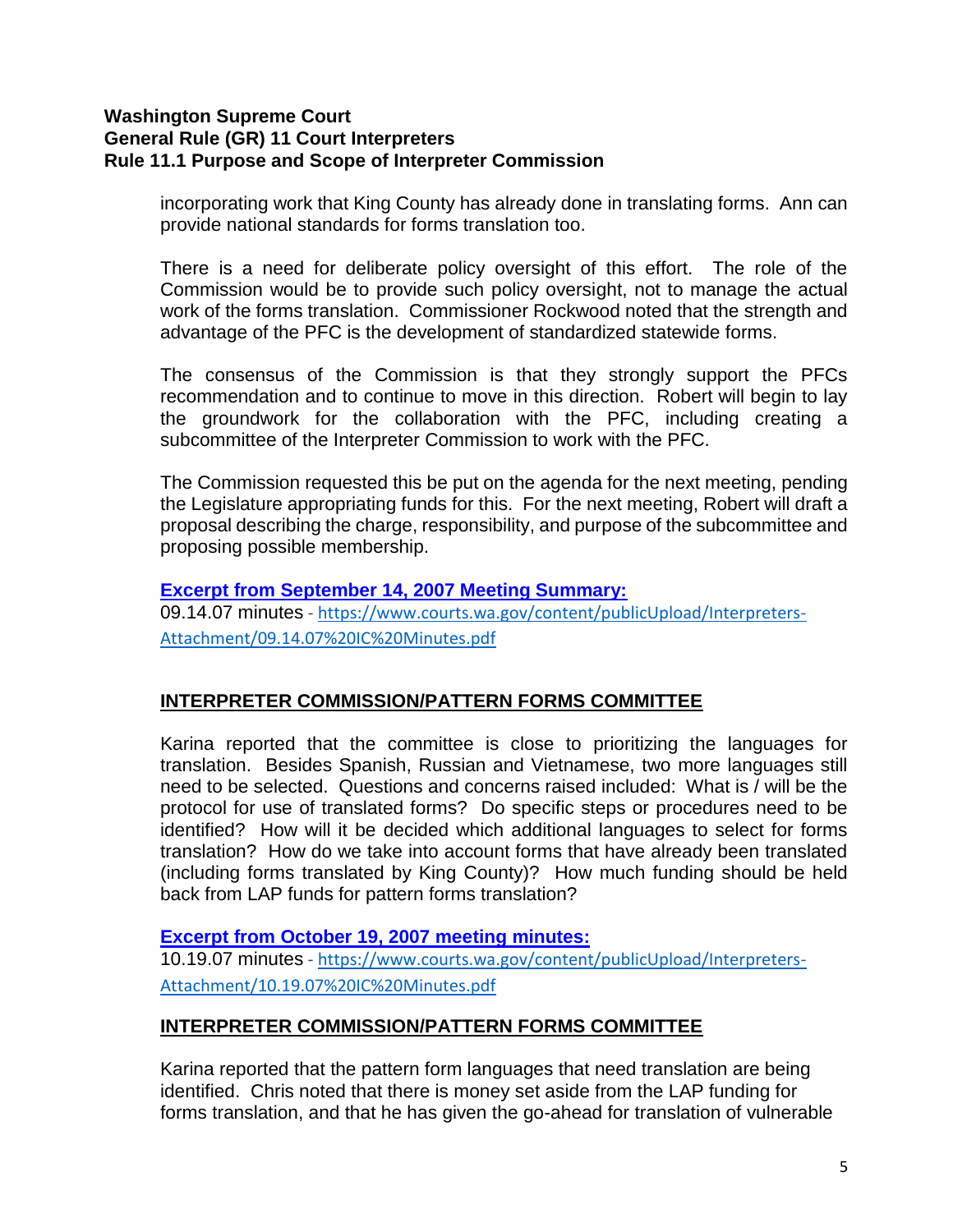incorporating work that King County has already done in translating forms. Ann can provide national standards for forms translation too.

There is a need for deliberate policy oversight of this effort. The role of the Commission would be to provide such policy oversight, not to manage the actual work of the forms translation. Commissioner Rockwood noted that the strength and advantage of the PFC is the development of standardized statewide forms.

The consensus of the Commission is that they strongly support the PFCs recommendation and to continue to move in this direction. Robert will begin to lay the groundwork for the collaboration with the PFC, including creating a subcommittee of the Interpreter Commission to work with the PFC.

The Commission requested this be put on the agenda for the next meeting, pending the Legislature appropriating funds for this. For the next meeting, Robert will draft a proposal describing the charge, responsibility, and purpose of the subcommittee and proposing possible membership.

**Excerpt from September 14, 2007 Meeting Summary:**

09.14.07 minutes - https://www.courts.wa.gov/content/publicUpload/Interpreters-Attachment/09.14.07%20IC%20Minutes.pdf

**INTERPRETER COMMISSION/PATTERN FORMS COMMITTEE**

Karina reported that the committee is close to prioritizing the languages for translation. Besides Spanish, Russian and Vietnamese, two more languages still need to be selected. Questions and concerns raised included: What is / will be the protocol for use of translated forms? Do specific steps or procedures need to be identified? How will it be decided which additional languages to select for forms translation? How do we take into account forms that have already been translated (including forms translated by King County)? How much funding should be held back from LAP funds for pattern forms translation?

**Excerpt from October 19, 2007 meeting minutes:**

10.19.07 minutes - https://www.courts.wa.gov/content/publicUpload/Interpreters-Attachment/10.19.07%20IC%20Minutes.pdf

**INTERPRETER COMMISSION/PATTERN FORMS COMMITTEE**

Karina reported that the pattern form languages that need translation are being identified. Chris noted that there is money set aside from the LAP funding for forms translation, and that he has given the go-ahead for translation of vulnerable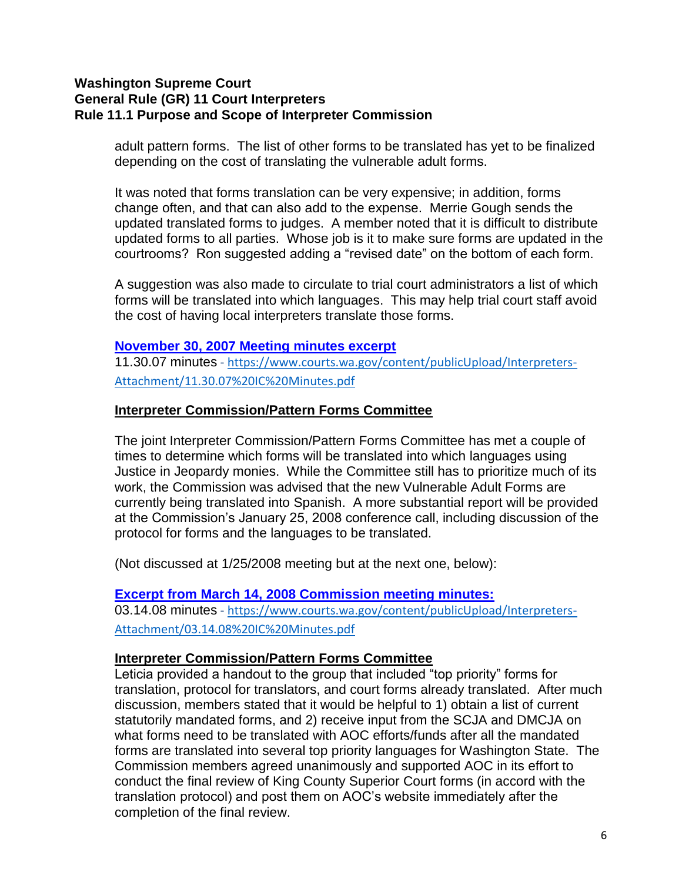adult pattern forms. The list of other forms to be translated has yet to be finalized depending on the cost of translating the vulnerable adult forms.

It was noted that forms translation can be very expensive; in addition, forms change often, and that can also add to the expense. Merrie Gough sends the updated translated forms to judges. A member noted that it is difficult to distribute updated forms to all parties. Whose job is it to make sure forms are updated in the courtrooms? Ron suggested adding a "revised date" on the bottom of each form.

A suggestion was also made to circulate to trial court administrators a list of which forms will be translated into which languages. This may help trial court staff avoid the cost of having local interpreters translate those forms.

**November 30, 2007 Meeting minutes excerpt**
11.30.07 minutes - https://www.courts.wa.gov/content/publicUpload/Interpreters-Attachment/11.30.07%20IC%20Minutes.pdf

**Interpreter Commission/Pattern Forms Committee**

The joint Interpreter Commission/Pattern Forms Committee has met a couple of times to determine which forms will be translated into which languages using Justice in Jeopardy monies. While the Committee still has to prioritize much of its work, the Commission was advised that the new Vulnerable Adult Forms are currently being translated into Spanish. A more substantial report will be provided at the Commission's January 25, 2008 conference call, including discussion of the protocol for forms and the languages to be translated.

(Not discussed at 1/25/2008 meeting but at the next one, below):

**Excerpt from March 14, 2008 Commission meeting minutes:**
03.14.08 minutes - https://www.courts.wa.gov/content/publicUpload/Interpreters-Attachment/03.14.08%20IC%20Minutes.pdf

**Interpreter Commission/Pattern Forms Committee**
Leticia provided a handout to the group that included "top priority" forms for translation, protocol for translators, and court forms already translated. After much discussion, members stated that it would be helpful to 1) obtain a list of current statutorily mandated forms, and 2) receive input from the SCJA and DMCJA on what forms need to be translated with AOC efforts/funds after all the mandated forms are translated into several top priority languages for Washington State. The Commission members agreed unanimously and supported AOC in its effort to conduct the final review of King County Superior Court forms (in accord with the translation protocol) and post them on AOC's website immediately after the completion of the final review.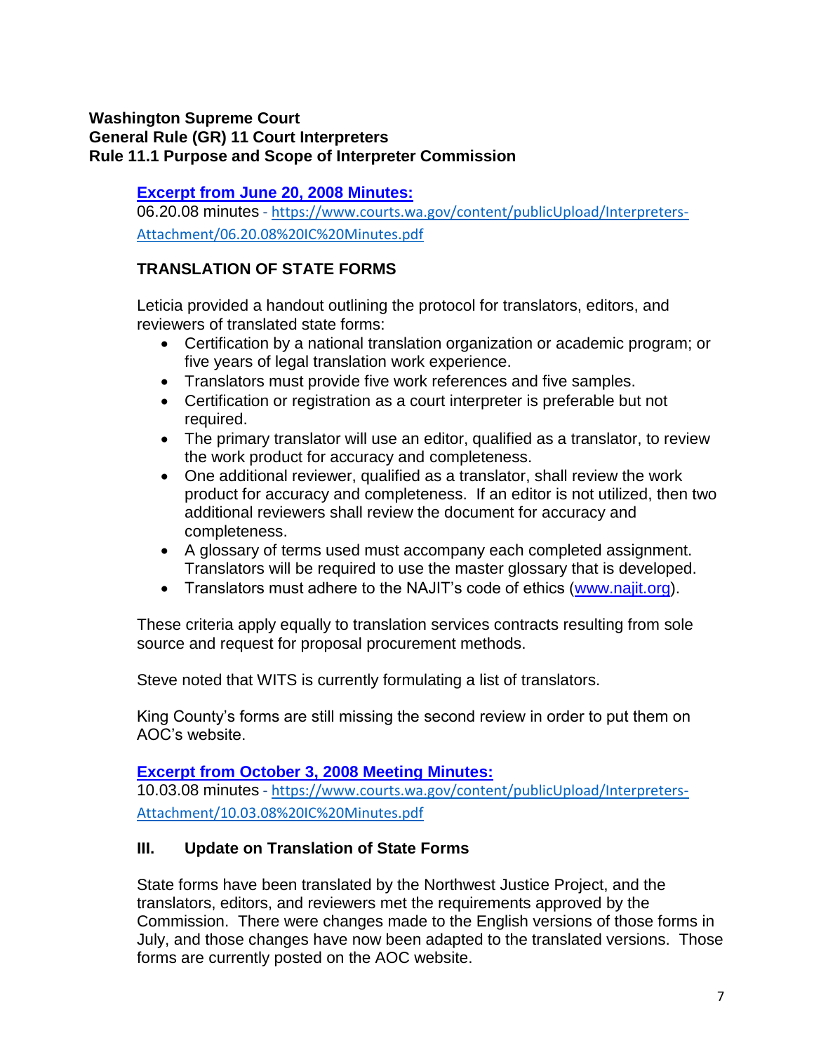**Washington Supreme Court**
**General Rule (GR) 11 Court Interpreters**
**Rule 11.1 Purpose and Scope of Interpreter Commission**

**Excerpt from June 20, 2008 Minutes:**
06.20.08 minutes - https://www.courts.wa.gov/content/publicUpload/Interpreters-Attachment/06.20.08%20IC%20Minutes.pdf

### TRANSLATION OF STATE FORMS

Leticia provided a handout outlining the protocol for translators, editors, and reviewers of translated state forms:

- Certification by a national translation organization or academic program; or five years of legal translation work experience.
- Translators must provide five work references and five samples.
- Certification or registration as a court interpreter is preferable but not required.
- The primary translator will use an editor, qualified as a translator, to review the work product for accuracy and completeness.
- One additional reviewer, qualified as a translator, shall review the work product for accuracy and completeness. If an editor is not utilized, then two additional reviewers shall review the document for accuracy and completeness.
- A glossary of terms used must accompany each completed assignment. Translators will be required to use the master glossary that is developed.
- Translators must adhere to the NAJIT's code of ethics (www.najit.org).

These criteria apply equally to translation services contracts resulting from sole source and request for proposal procurement methods.

Steve noted that WITS is currently formulating a list of translators.

King County's forms are still missing the second review in order to put them on AOC's website.

**Excerpt from October 3, 2008 Meeting Minutes:**
10.03.08 minutes - https://www.courts.wa.gov/content/publicUpload/Interpreters-Attachment/10.03.08%20IC%20Minutes.pdf

### III. Update on Translation of State Forms

State forms have been translated by the Northwest Justice Project, and the translators, editors, and reviewers met the requirements approved by the Commission. There were changes made to the English versions of those forms in July, and those changes have now been adapted to the translated versions. Those forms are currently posted on the AOC website.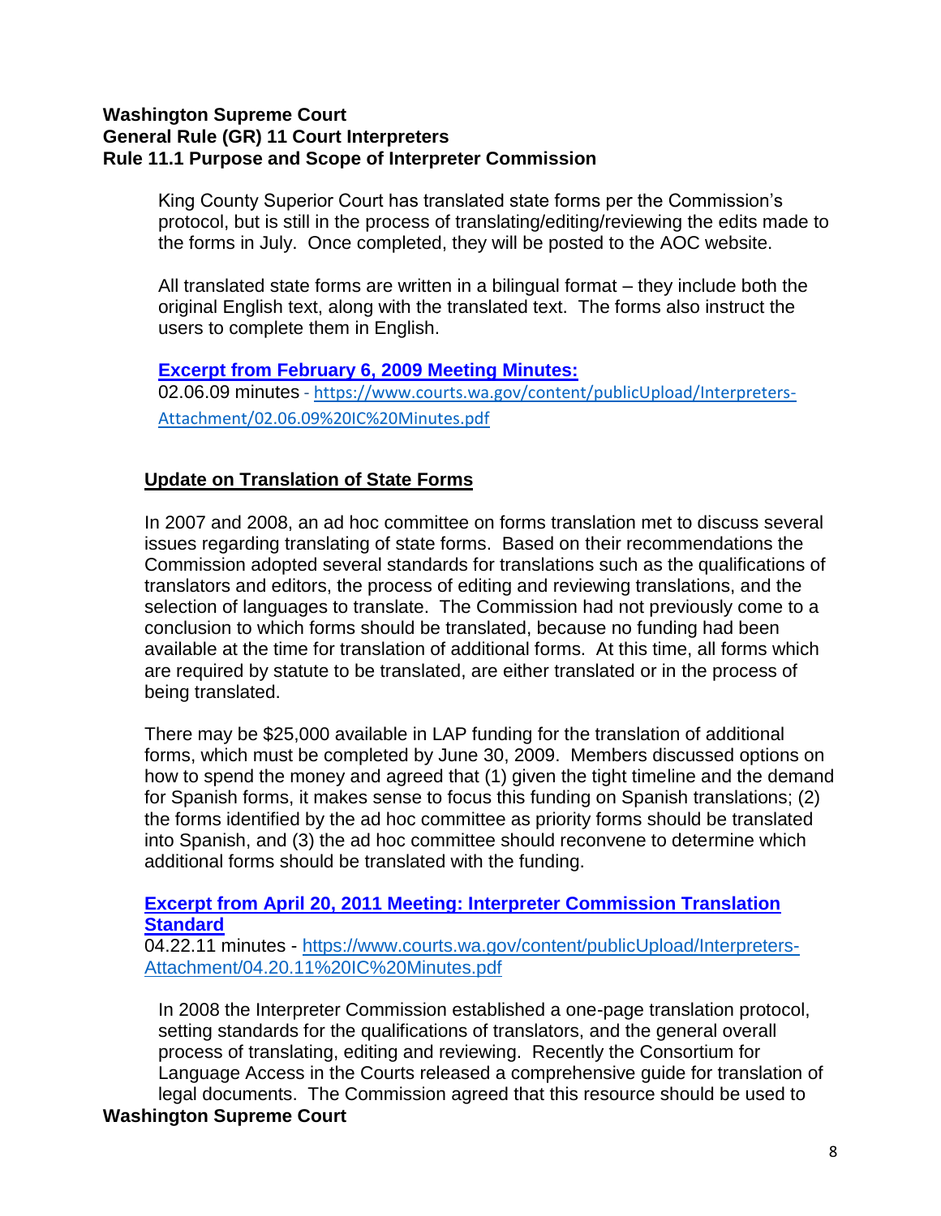King County Superior Court has translated state forms per the Commission's protocol, but is still in the process of translating/editing/reviewing the edits made to the forms in July. Once completed, they will be posted to the AOC website.

All translated state forms are written in a bilingual format – they include both the original English text, along with the translated text. The forms also instruct the users to complete them in English.

**Excerpt from February 6, 2009 Meeting Minutes:**
02.06.09 minutes - https://www.courts.wa.gov/content/publicUpload/Interpreters-Attachment/02.06.09%20IC%20Minutes.pdf

**Update on Translation of State Forms**

In 2007 and 2008, an ad hoc committee on forms translation met to discuss several issues regarding translating of state forms. Based on their recommendations the Commission adopted several standards for translations such as the qualifications of translators and editors, the process of editing and reviewing translations, and the selection of languages to translate. The Commission had not previously come to a conclusion to which forms should be translated, because no funding had been available at the time for translation of additional forms. At this time, all forms which are required by statute to be translated, are either translated or in the process of being translated.

There may be $25,000 available in LAP funding for the translation of additional forms, which must be completed by June 30, 2009. Members discussed options on how to spend the money and agreed that (1) given the tight timeline and the demand for Spanish forms, it makes sense to focus this funding on Spanish translations; (2) the forms identified by the ad hoc committee as priority forms should be translated into Spanish, and (3) the ad hoc committee should reconvene to determine which additional forms should be translated with the funding.

**Excerpt from April 20, 2011 Meeting: Interpreter Commission Translation Standard**
04.22.11 minutes - https://www.courts.wa.gov/content/publicUpload/Interpreters-Attachment/04.20.11%20IC%20Minutes.pdf

In 2008 the Interpreter Commission established a one-page translation protocol, setting standards for the qualifications of translators, and the general overall process of translating, editing and reviewing. Recently the Consortium for Language Access in the Courts released a comprehensive guide for translation of legal documents. The Commission agreed that this resource should be used to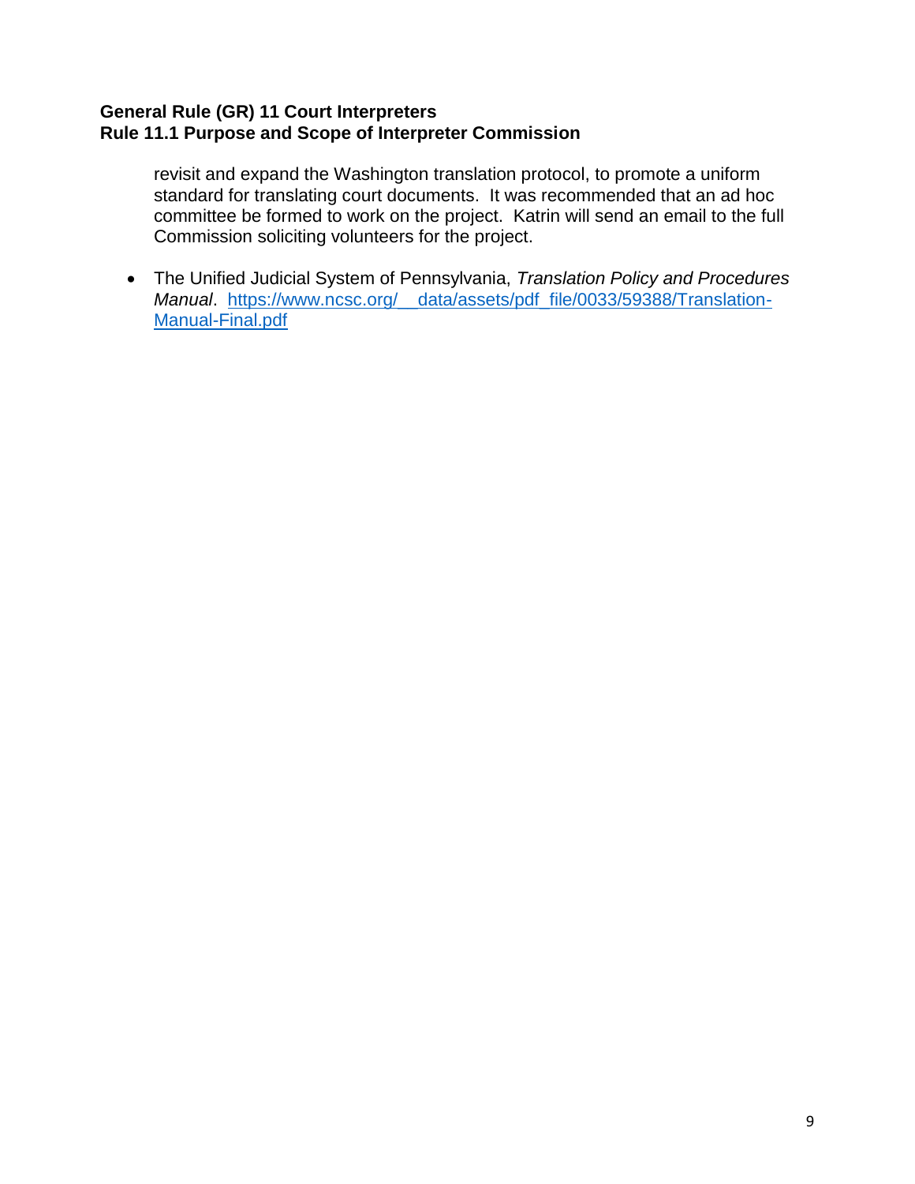revisit and expand the Washington translation protocol, to promote a uniform standard for translating court documents. It was recommended that an ad hoc committee be formed to work on the project. Katrin will send an email to the full Commission soliciting volunteers for the project.

- The Unified Judicial System of Pennsylvania, *Translation Policy and Procedures Manual*. [https://www.ncsc.org/__data/assets/pdf_file/0033/59388/Translation-Manual-Final.pdf](https://www.ncsc.org/__data/assets/pdf_file/0033/59388/Translation-Manual-Final.pdf)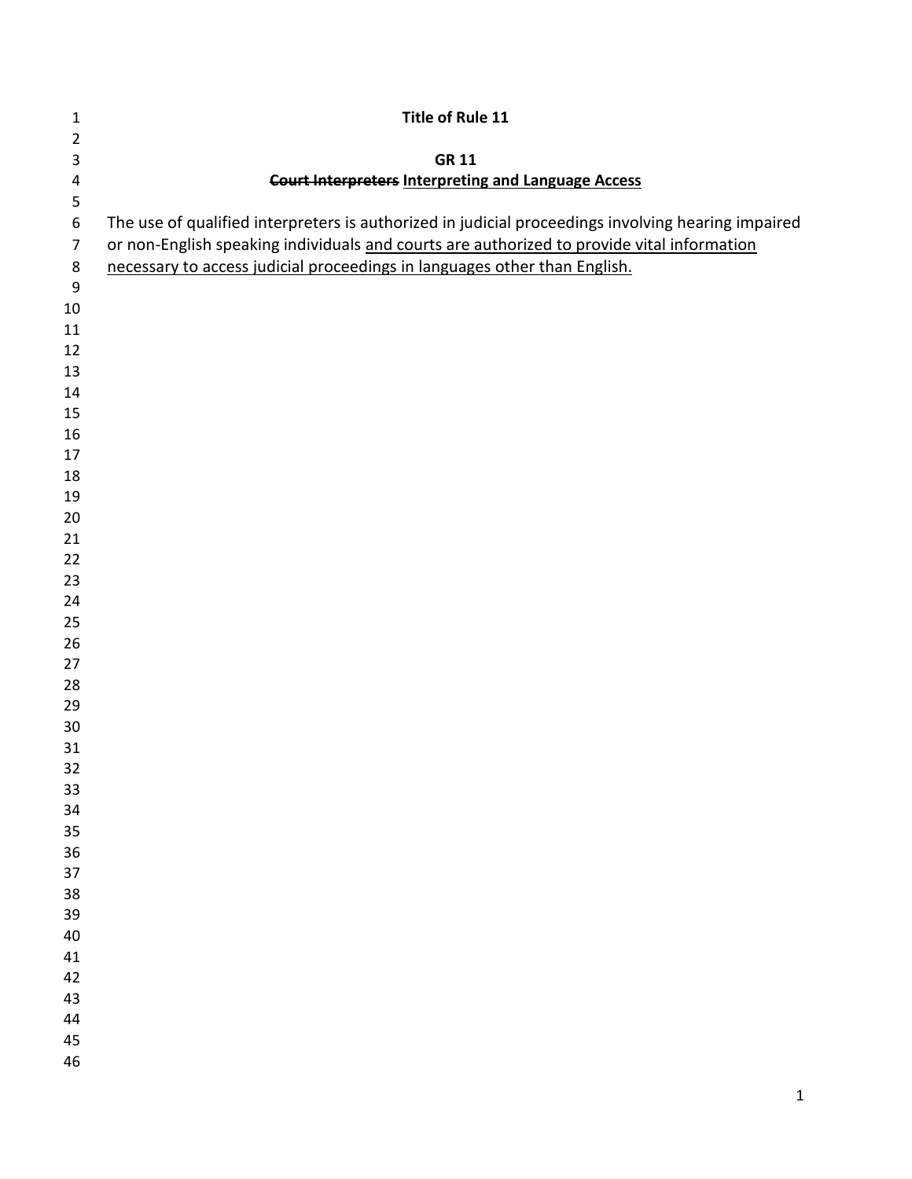**Title of Rule 11**

**GR 11**

**~~Court Interpreters~~ <u>Interpreting and Language Access</u>**

The use of qualified interpreters is authorized in judicial proceedings involving hearing impaired or non-English speaking individuals <u>and courts are authorized to provide vital information necessary to access judicial proceedings in languages other than English.</u>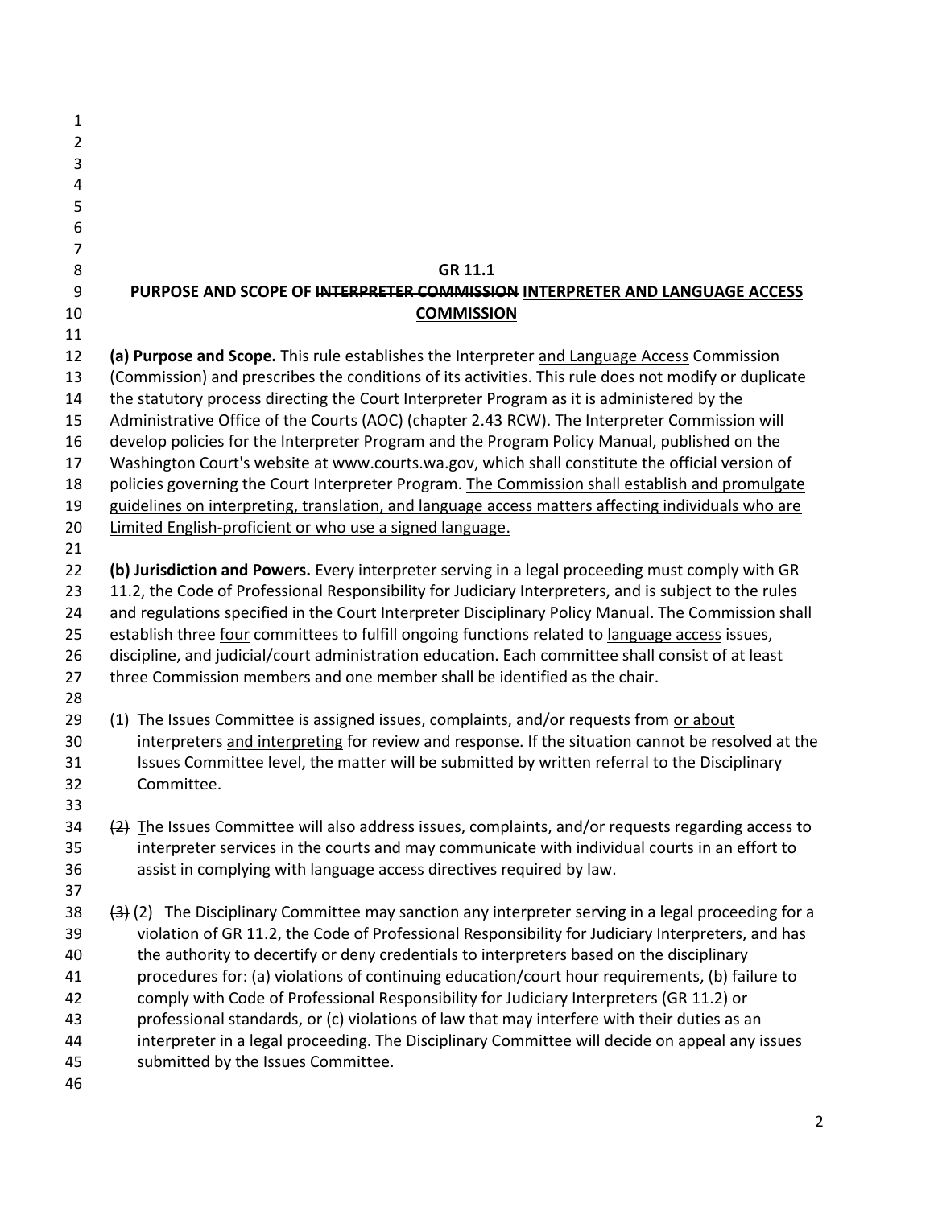# GR 11.1

## PURPOSE AND SCOPE OF ~~INTERPRETER COMMISSION~~ <u>INTERPRETER AND LANGUAGE ACCESS COMMISSION</u>

**(a) Purpose and Scope.** This rule establishes the Interpreter <u>and Language Access</u> Commission (Commission) and prescribes the conditions of its activities. This rule does not modify or duplicate the statutory process directing the Court Interpreter Program as it is administered by the Administrative Office of the Courts (AOC) (chapter 2.43 RCW). The ~~Interpreter~~ Commission will develop policies for the Interpreter Program and the Program Policy Manual, published on the Washington Court's website at www.courts.wa.gov, which shall constitute the official version of policies governing the Court Interpreter Program. <u>The Commission shall establish and promulgate guidelines on interpreting, translation, and language access matters affecting individuals who are Limited English-proficient or who use a signed language.</u>

**(b) Jurisdiction and Powers.** Every interpreter serving in a legal proceeding must comply with GR 11.2, the Code of Professional Responsibility for Judiciary Interpreters, and is subject to the rules and regulations specified in the Court Interpreter Disciplinary Policy Manual. The Commission shall establish ~~three~~ <u>four</u> committees to fulfill ongoing functions related to <u>language access</u> issues, discipline, and judicial/court administration education. Each committee shall consist of at least three Commission members and one member shall be identified as the chair.

(1) The Issues Committee is assigned issues, complaints, and/or requests from <u>or about</u> interpreters <u>and interpreting</u> for review and response. If the situation cannot be resolved at the Issues Committee level, the matter will be submitted by written referral to the Disciplinary Committee.

~~(2)~~ <u>T</u>he Issues Committee will also address issues, complaints, and/or requests regarding access to interpreter services in the courts and may communicate with individual courts in an effort to assist in complying with language access directives required by law.

~~(3)~~ (2) The Disciplinary Committee may sanction any interpreter serving in a legal proceeding for a violation of GR 11.2, the Code of Professional Responsibility for Judiciary Interpreters, and has the authority to decertify or deny credentials to interpreters based on the disciplinary procedures for: (a) violations of continuing education/court hour requirements, (b) failure to comply with Code of Professional Responsibility for Judiciary Interpreters (GR 11.2) or professional standards, or (c) violations of law that may interfere with their duties as an interpreter in a legal proceeding. The Disciplinary Committee will decide on appeal any issues submitted by the Issues Committee.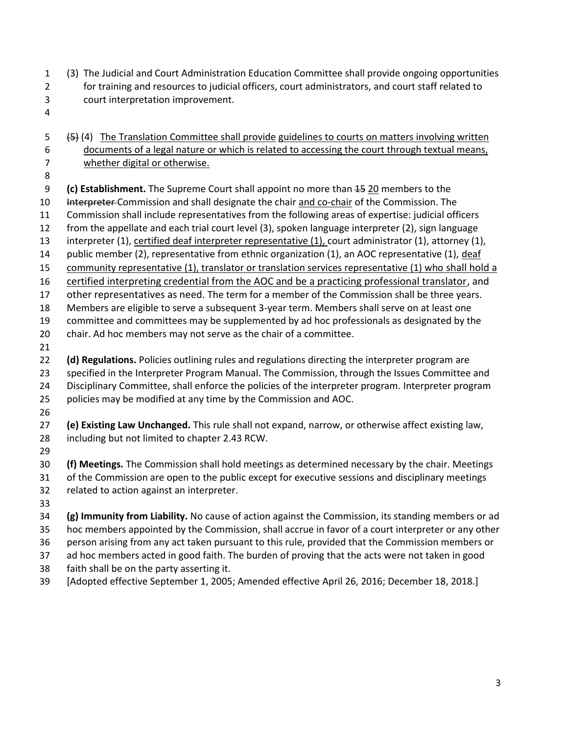(3) The Judicial and Court Administration Education Committee shall provide ongoing opportunities for training and resources to judicial officers, court administrators, and court staff related to court interpretation improvement.

~~(5)~~ (4) The Translation Committee shall provide guidelines to courts on matters involving written documents of a legal nature or which is related to accessing the court through textual means, whether digital or otherwise.

**(c) Establishment.** The Supreme Court shall appoint no more than ~~15~~ 20 members to the ~~Interpreter~~ Commission and shall designate the chair and co-chair of the Commission. The Commission shall include representatives from the following areas of expertise: judicial officers from the appellate and each trial court level (3), spoken language interpreter (2), sign language interpreter (1), certified deaf interpreter representative (1), court administrator (1), attorney (1), public member (2), representative from ethnic organization (1), an AOC representative (1), deaf community representative (1), translator or translation services representative (1) who shall hold a certified interpreting credential from the AOC and be a practicing professional translator, and other representatives as need. The term for a member of the Commission shall be three years. Members are eligible to serve a subsequent 3-year term. Members shall serve on at least one committee and committees may be supplemented by ad hoc professionals as designated by the chair. Ad hoc members may not serve as the chair of a committee.

**(d) Regulations.** Policies outlining rules and regulations directing the interpreter program are specified in the Interpreter Program Manual. The Commission, through the Issues Committee and Disciplinary Committee, shall enforce the policies of the interpreter program. Interpreter program policies may be modified at any time by the Commission and AOC.

**(e) Existing Law Unchanged.** This rule shall not expand, narrow, or otherwise affect existing law, including but not limited to chapter 2.43 RCW.

**(f) Meetings.** The Commission shall hold meetings as determined necessary by the chair. Meetings of the Commission are open to the public except for executive sessions and disciplinary meetings related to action against an interpreter.

**(g) Immunity from Liability.** No cause of action against the Commission, its standing members or ad hoc members appointed by the Commission, shall accrue in favor of a court interpreter or any other person arising from any act taken pursuant to this rule, provided that the Commission members or ad hoc members acted in good faith. The burden of proving that the acts were not taken in good faith shall be on the party asserting it.

[Adopted effective September 1, 2005; Amended effective April 26, 2016; December 18, 2018.]